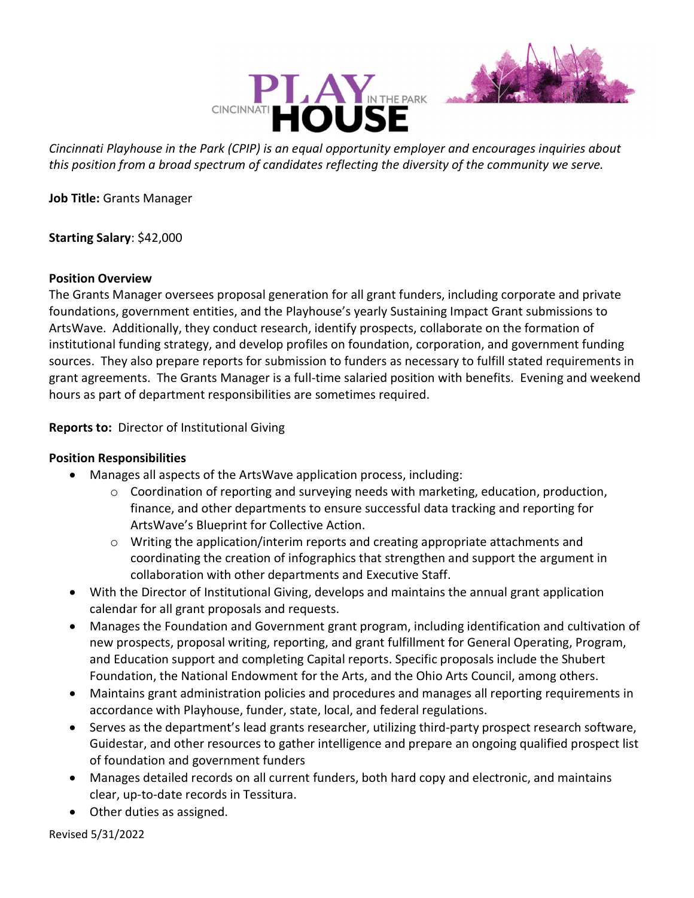*Cincinnati Playhouse in the Park (CPIP) is an equal opportunity employer and encourages inquiries about this position from a broad spectrum of candidates reflecting the diversity of the community we serve.*

**Job Title:** Grants Manager

**Starting Salary**: $42,000

**Position Overview**

The Grants Manager oversees proposal generation for all grant funders, including corporate and private foundations, government entities, and the Playhouse's yearly Sustaining Impact Grant submissions to ArtsWave. Additionally, they conduct research, identify prospects, collaborate on the formation of institutional funding strategy, and develop profiles on foundation, corporation, and government funding sources. They also prepare reports for submission to funders as necessary to fulfill stated requirements in grant agreements. The Grants Manager is a full-time salaried position with benefits. Evening and weekend hours as part of department responsibilities are sometimes required.

**Reports to:** Director of Institutional Giving

**Position Responsibilities**

- Manages all aspects of the ArtsWave application process, including:
  - Coordination of reporting and surveying needs with marketing, education, production, finance, and other departments to ensure successful data tracking and reporting for ArtsWave's Blueprint for Collective Action.
  - Writing the application/interim reports and creating appropriate attachments and coordinating the creation of infographics that strengthen and support the argument in collaboration with other departments and Executive Staff.
- With the Director of Institutional Giving, develops and maintains the annual grant application calendar for all grant proposals and requests.
- Manages the Foundation and Government grant program, including identification and cultivation of new prospects, proposal writing, reporting, and grant fulfillment for General Operating, Program, and Education support and completing Capital reports. Specific proposals include the Shubert Foundation, the National Endowment for the Arts, and the Ohio Arts Council, among others.
- Maintains grant administration policies and procedures and manages all reporting requirements in accordance with Playhouse, funder, state, local, and federal regulations.
- Serves as the department's lead grants researcher, utilizing third-party prospect research software, Guidestar, and other resources to gather intelligence and prepare an ongoing qualified prospect list of foundation and government funders
- Manages detailed records on all current funders, both hard copy and electronic, and maintains clear, up-to-date records in Tessitura.
- Other duties as assigned.

Revised 5/31/2022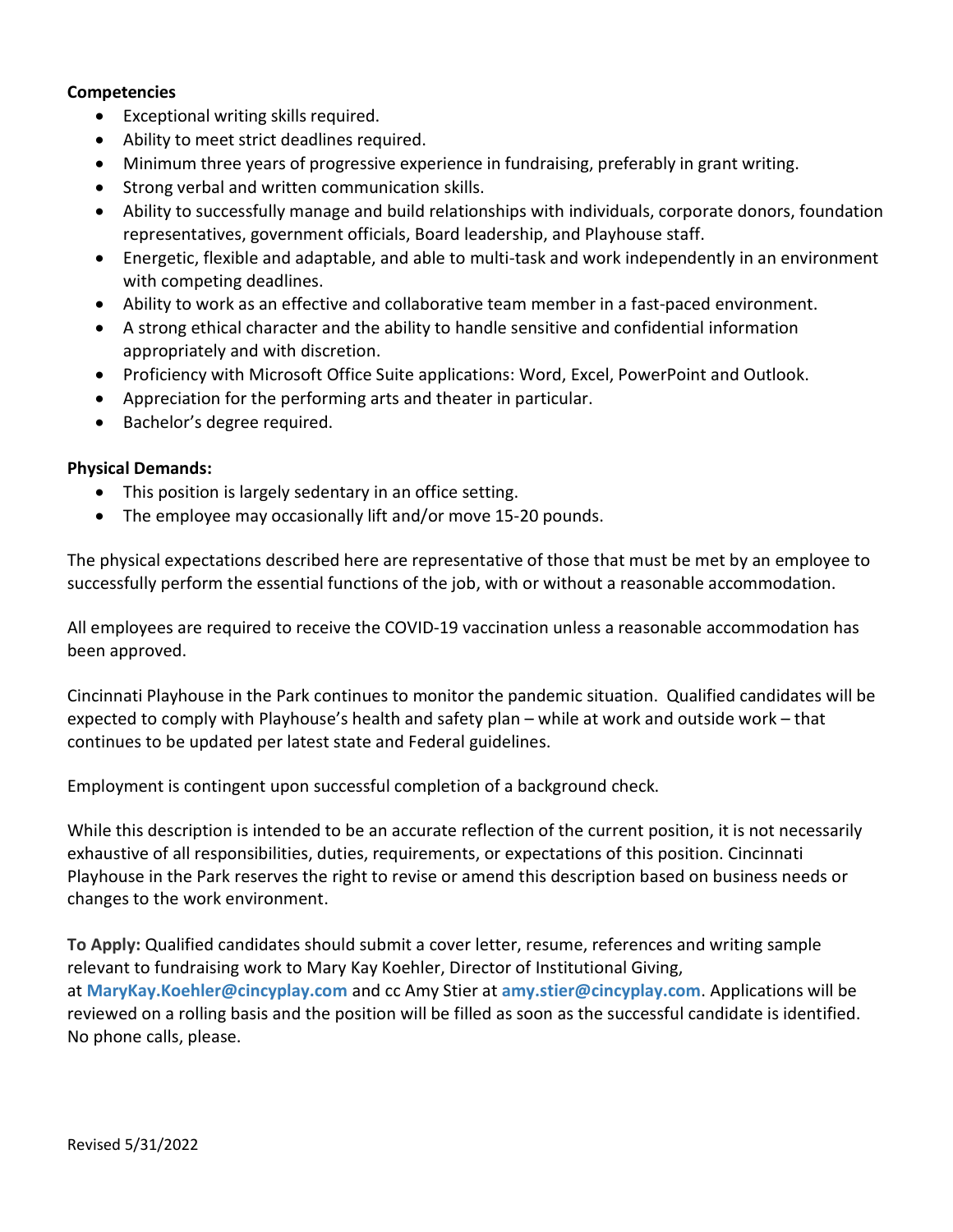**Competencies**

- Exceptional writing skills required.
- Ability to meet strict deadlines required.
- Minimum three years of progressive experience in fundraising, preferably in grant writing.
- Strong verbal and written communication skills.
- Ability to successfully manage and build relationships with individuals, corporate donors, foundation representatives, government officials, Board leadership, and Playhouse staff.
- Energetic, flexible and adaptable, and able to multi-task and work independently in an environment with competing deadlines.
- Ability to work as an effective and collaborative team member in a fast-paced environment.
- A strong ethical character and the ability to handle sensitive and confidential information appropriately and with discretion.
- Proficiency with Microsoft Office Suite applications: Word, Excel, PowerPoint and Outlook.
- Appreciation for the performing arts and theater in particular.
- Bachelor's degree required.

**Physical Demands:**

- This position is largely sedentary in an office setting.
- The employee may occasionally lift and/or move 15-20 pounds.

The physical expectations described here are representative of those that must be met by an employee to successfully perform the essential functions of the job, with or without a reasonable accommodation.

All employees are required to receive the COVID-19 vaccination unless a reasonable accommodation has been approved.

Cincinnati Playhouse in the Park continues to monitor the pandemic situation. Qualified candidates will be expected to comply with Playhouse's health and safety plan – while at work and outside work – that continues to be updated per latest state and Federal guidelines.

Employment is contingent upon successful completion of a background check.

While this description is intended to be an accurate reflection of the current position, it is not necessarily exhaustive of all responsibilities, duties, requirements, or expectations of this position. Cincinnati Playhouse in the Park reserves the right to revise or amend this description based on business needs or changes to the work environment.

**To Apply:** Qualified candidates should submit a cover letter, resume, references and writing sample relevant to fundraising work to Mary Kay Koehler, Director of Institutional Giving, at **MaryKay.Koehler@cincyplay.com** and cc Amy Stier at **amy.stier@cincyplay.com**. Applications will be reviewed on a rolling basis and the position will be filled as soon as the successful candidate is identified. No phone calls, please.

Revised 5/31/2022